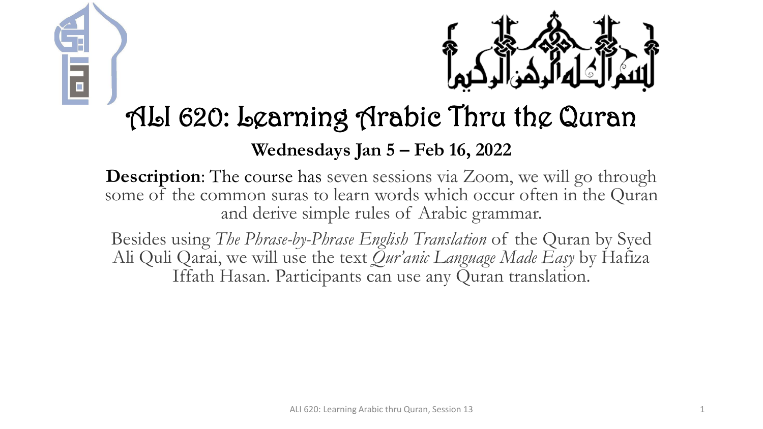# ALI 620: Learning Arabic Thru the Quran

**Wednesdays Jan 5 – Feb 16, 2022**

**Description**: The course has seven sessions via Zoom, we will go through some of the common suras to learn words which occur often in the Quran and derive simple rules of Arabic grammar.

Besides using *The Phrase-by-Phrase English Translation* of the Quran by Syed Ali Quli Qarai, we will use the text *Qur'anic Language Made Easy* by Hafiza Iffath Hasan. Participants can use any Quran translation.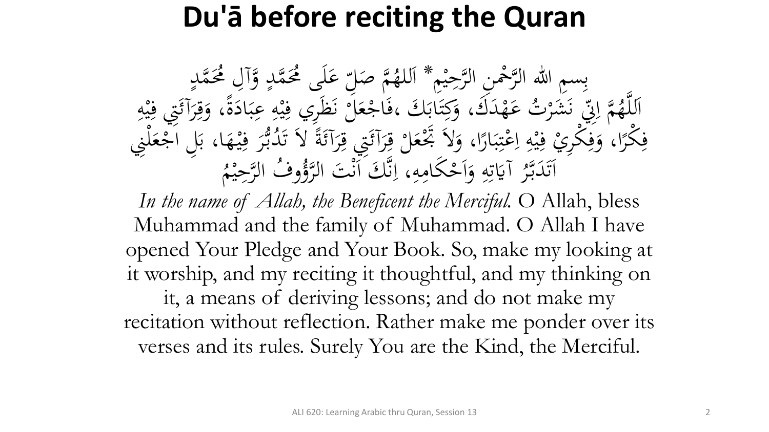# Du'ā before reciting the Quran

بِسمِ اللهِ الرَّحْمنِ الرَّحِيْمِ* اَللهُمَّ صَلِّ عَلَى مُحَمَّدٍ وَّآلِ مُحَمَّدٍ
اَللَّهُمَّ اِنِّي نَشَرْتُ عَهْدَكَ، وَكِتَابَكَ ،فَاجْعَلْ نَظَرِي فِيْهِ عِبَادَةً، وَقِرَآئَتِي فِيْهِ
فِكْرًا، وَفِكْرِيْ فِيْهِ اِعْتِبَارًا، وَلاَ تَجْعَلْ قِرَآئَتِي قِرَآئَةً لاَ تَدُبُّرَ فِيْهَا، بَلِ اجْعَلْنِي
اَتَدَبَّرُ آيَاتِهِ وَاَحْكَامِهِ، اِنَّكَ اَنْتَ الرَّؤُوفُ الرَّحِيْمُ

*In the name of Allah, the Beneficent the Merciful.* O Allah, bless Muhammad and the family of Muhammad. O Allah I have opened Your Pledge and Your Book. So, make my looking at it worship, and my reciting it thoughtful, and my thinking on it, a means of deriving lessons; and do not make my recitation without reflection. Rather make me ponder over its verses and its rules. Surely You are the Kind, the Merciful.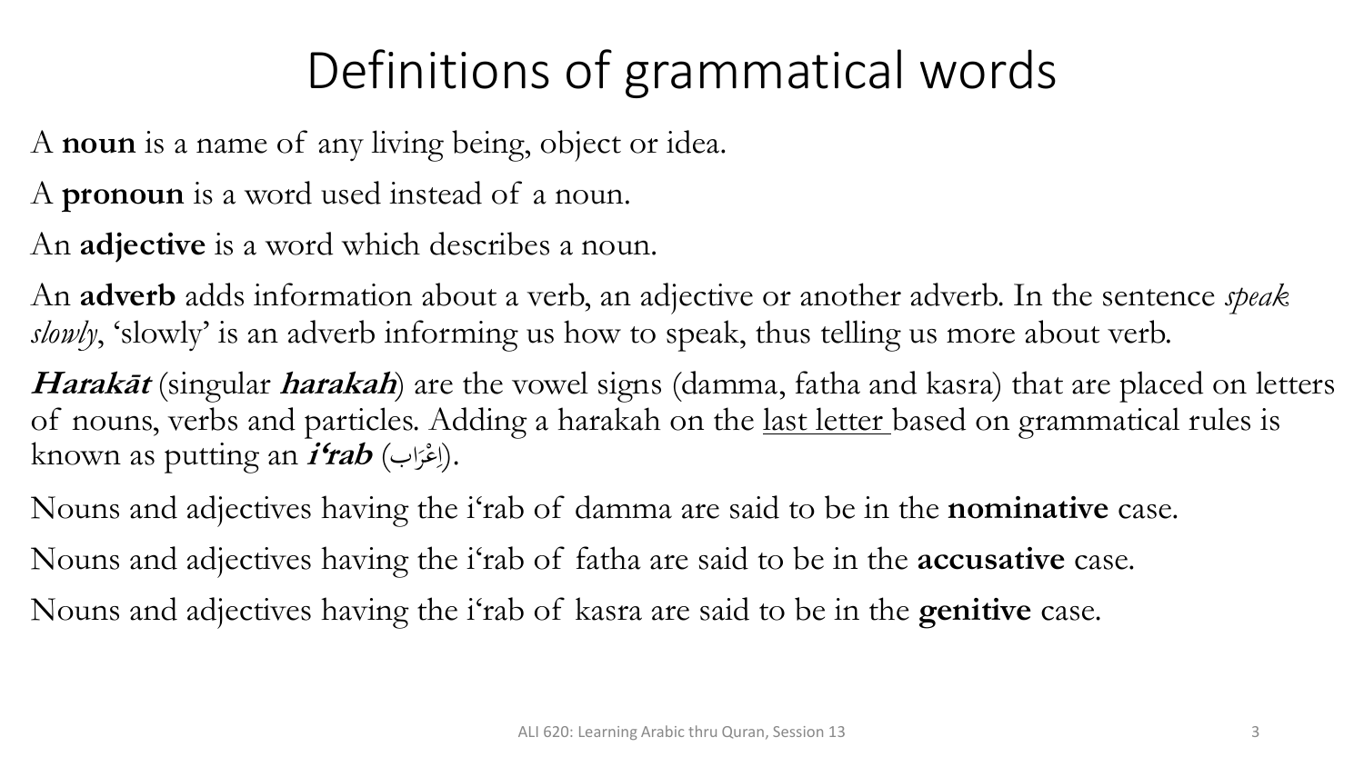# Definitions of grammatical words

A **noun** is a name of any living being, object or idea.

A **pronoun** is a word used instead of a noun.

An **adjective** is a word which describes a noun.

An **adverb** adds information about a verb, an adjective or another adverb. In the sentence *speak slowly*, 'slowly' is an adverb informing us how to speak, thus telling us more about verb.

***Harakāt*** (singular ***harakah***) are the vowel signs (damma, fatha and kasra) that are placed on letters of nouns, verbs and particles. Adding a harakah on the <u>last letter</u> based on grammatical rules is known as putting an ***i'rab*** (اِعْرَاب).

Nouns and adjectives having the i'rab of damma are said to be in the **nominative** case.

Nouns and adjectives having the i'rab of fatha are said to be in the **accusative** case.

Nouns and adjectives having the i'rab of kasra are said to be in the **genitive** case.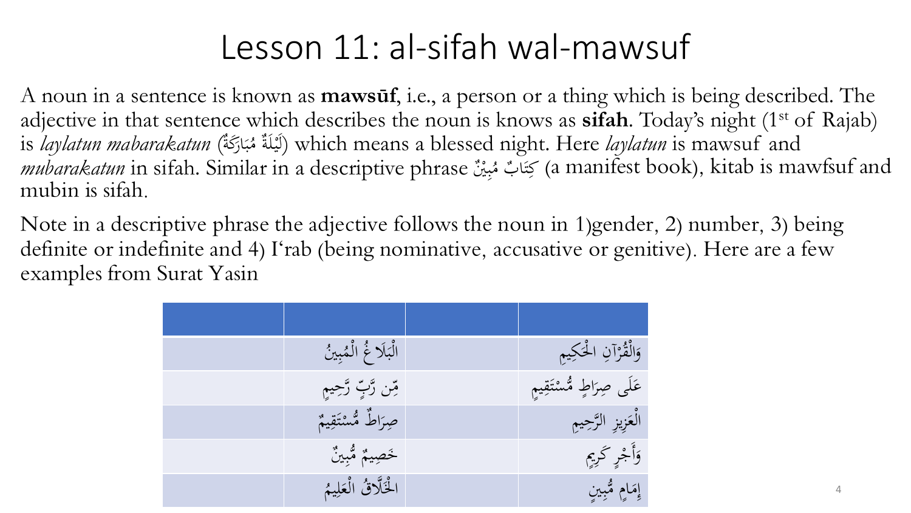# Lesson 11: al-sifah wal-mawsuf

A noun in a sentence is known as **mawsūf**, i.e., a person or a thing which is being described. The adjective in that sentence which describes the noun is knows as **sifah**. Today's night (1st of Rajab) is *laylatun mabarakatun* (لَيْلَةٌ مُبَارَكَةٌ) which means a blessed night. Here *laylatun* is mawsuf and *mubarakatun* in sifah. Similar in a descriptive phrase كِتَابٌ مُبِيْنٌ (a manifest book), kitab is mawfsuf and mubin is sifah.

Note in a descriptive phrase the adjective follows the noun in 1)gender, 2) number, 3) being definite or indefinite and 4) I'rab (being nominative, accusative or genitive). Here are a few examples from Surat Yasin

| | | | |
|---|---|---|---|
| | الْبَلَاغُ الْمُبِينُ | | وَالْقُرْآنِ الْحَكِيمِ |
| | مِّن رَّبٍّ رَّحِيمٍ | | عَلَى صِرَاطٍ مُّسْتَقِيمٍ |
| | صِرَاطٌ مُّسْتَقِيمٌ | | الْعَزِيزِ الرَّحِيمِ |
| | خَصِيمٌ مُّبِينٌ | | وَأَجْرٍ كَرِيمٍ |
| | الْخَلَّاقُ الْعَلِيمُ | | إِمَامٍ مُّبِينٍ |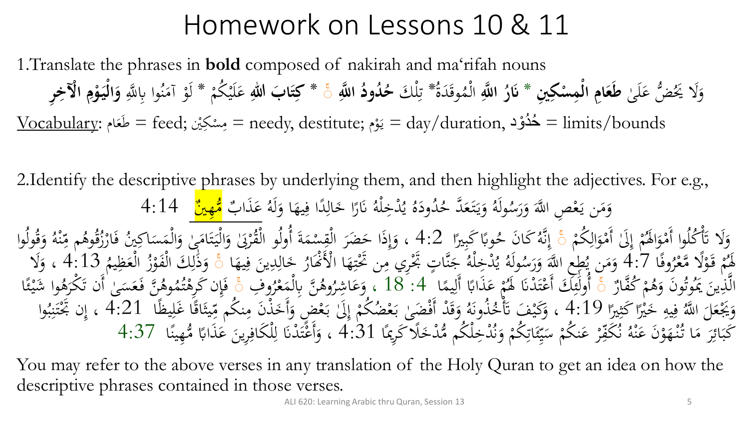# Homework on Lessons 10 & 11

1. Translate the phrases in **bold** composed of nakirah and ma'rifah nouns

وَلَا يَحُضُّ عَلَىٰ **طَعَامِ الْمِسْكِينِ** * **نَارُ اللَّهِ** الْمُوقَدَةُ* تِلْكَ **حُدُودُ اللَّهِ** ۚ * **كِتَابَ اللهِ** عَلَيْكُمْ * لَوْ آمَنُوا بِاللَّهِ **وَالْيَوْمِ الْآخِرِ**

Vocabulary: طَعَام = feed; مِسْكِيْن = needy, destitute; يَوْم = day/duration, حُدُوْد = limits/bounds

2. Identify the descriptive phrases by underlying them, and then highlight the adjectives. For e.g.,

وَمَن يَعْصِ اللَّهَ وَرَسُولَهُ وَيَتَعَدَّ حُدُودَهُ يُدْخِلْهُ نَارًا خَالِدًا فِيهَا وَلَهُ عَذَابٌ مُّهِينٌ 4:14

وَلَا تَأْكُلُوا أَمْوَالَهُمْ إِلَىٰ أَمْوَالِكُمْ ۚ إِنَّهُ كَانَ حُوبًا كَبِيرًا 4:2 ، وَإِذَا حَضَرَ الْقِسْمَةَ أُولُو الْقُرْبَىٰ وَالْيَتَامَىٰ وَالْمَسَاكِينُ فَارْزُقُوهُم مِّنْهُ وَقُولُوا لَهُمْ قَوْلًا مَّعْرُوفًا 4:7 وَمَن يُطِعِ اللَّهَ وَرَسُولَهُ يُدْخِلْهُ جَنَّاتٍ تَجْرِي مِن تَحْتِهَا الْأَنْهَارُ خَالِدِينَ فِيهَا ۚ وَذَٰلِكَ الْفَوْزُ الْعَظِيمُ 4:13 ، وَلَا الَّذِينَ يَمُوتُونَ وَهُمْ كُفَّارٌ ۚ أُولَٰئِكَ أَعْتَدْنَا لَهُمْ عَذَابًا أَلِيمًا 4: 18 ، وَعَاشِرُوهُنَّ بِالْمَعْرُوفِ ۚ فَإِن كَرِهْتُمُوهُنَّ فَعَسَىٰ أَن تَكْرَهُوا شَيْئًا وَيَجْعَلَ اللَّهُ فِيهِ خَيْرًا كَثِيرًا 4:19 ، وَكَيْفَ تَأْخُذُونَهُ وَقَدْ أَفْضَىٰ بَعْضُكُمْ إِلَىٰ بَعْضٍ وَأَخَذْنَ مِنكُم مِّيثَاقًا غَلِيظًا 4:21 ، إِن تَجْتَنِبُوا كَبَائِرَ مَا تُنْهَوْنَ عَنْهُ نُكَفِّرْ عَنكُمْ سَيِّئَاتِكُمْ وَنُدْخِلْكُم مُّدْخَلًا كَرِيمًا 4:31 ، وَأَعْتَدْنَا لِلْكَافِرِينَ عَذَابًا مُّهِينًا 4:37

You may refer to the above verses in any translation of the Holy Quran to get an idea on how the descriptive phrases contained in those verses.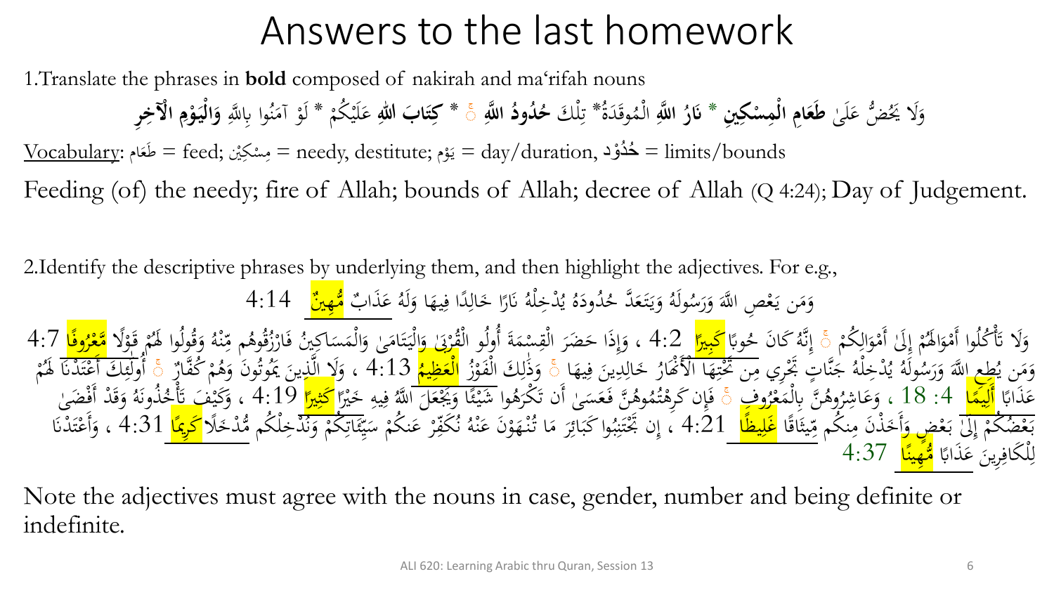# Answers to the last homework

1. Translate the phrases in **bold** composed of nakirah and ma'rifah nouns

وَلَا يَحُضُّ عَلَىٰ **طَعَامِ الْمِسْكِينِ** * **نَارُ اللَّهِ** الْمُوقَدَةُ* تِلْكَ **حُدُودُ اللَّهِ** ۚ * **كِتَابَ اللهِ** عَلَيْكُمْ * لَوْ آمَنُوا بِاللَّهِ **وَالْيَوْمِ الْآخِرِ**

Vocabulary: طَعَام = feed; مِسْكِيْن = needy, destitute; يَوْم = day/duration, **حُدُوْد** = limits/bounds

Feeding (of) the needy; fire of Allah; bounds of Allah; decree of Allah (Q 4:24); Day of Judgement.

2. Identify the descriptive phrases by underlying them, and then highlight the adjectives. For e.g.,

وَمَن يَعْصِ اللَّهَ وَرَسُولَهُ وَيَتَعَدَّ حُدُودَهُ يُدْخِلْهُ نَارًا خَالِدًا فِيهَا وَلَهُ عَذَابٌ مُّهِينٌ 4:14

وَلَا تَأْكُلُوا أَمْوَالَهُمْ إِلَىٰ أَمْوَالِكُمْ ۚ إِنَّهُ كَانَ حُوبًا كَبِيرًا 4:2 ، وَإِذَا حَضَرَ الْقِسْمَةَ أُولُو الْقُرْبَىٰ وَالْيَتَامَىٰ وَالْمَسَاكِينُ فَارْزُقُوهُم مِّنْهُ وَقُولُوا لَهُمْ قَوْلًا مَّعْرُوفًا 4:7
وَمَن يُطِعِ اللَّهَ وَرَسُولَهُ يُدْخِلْهُ جَنَّاتٍ تَجْرِي مِن تَحْتِهَا الْأَنْهَارُ خَالِدِينَ فِيهَا ۚ وَذَٰلِكَ الْفَوْزُ الْعَظِيمُ 4:13 ، وَلَا الَّذِينَ يَمُوتُونَ وَهُمْ كُفَّارٌ ۚ أُولَٰئِكَ أَعْتَدْنَا لَهُمْ عَذَابًا أَلِيمًا 4: 18 ، وَعَاشِرُوهُنَّ بِالْمَعْرُوفِ ۚ فَإِن كَرِهْتُمُوهُنَّ فَعَسَىٰ أَن تَكْرَهُوا شَيْئًا وَيَجْعَلَ اللَّهُ فِيهِ خَيْرًا كَثِيرًا 4:19 ، وَكَيْفَ تَأْخُذُونَهُ وَقَدْ أَفْضَىٰ بَعْضُكُمْ إِلَىٰ بَعْضٍ وَأَخَذْنَ مِنكُم مِّيثَاقًا غَلِيظًا 4:21 ، إِن تَجْتَنِبُوا كَبَائِرَ مَا تُنْهَوْنَ عَنْهُ نُكَفِّرْ عَنكُمْ سَيِّئَاتِكُمْ وَنُدْخِلْكُم مُّدْخَلًا كَرِيمًا 4:31 ، وَأَعْتَدْنَا لِلْكَافِرِينَ عَذَابًا مُّهِينًا 4:37

Note the adjectives must agree with the nouns in case, gender, number and being definite or indefinite.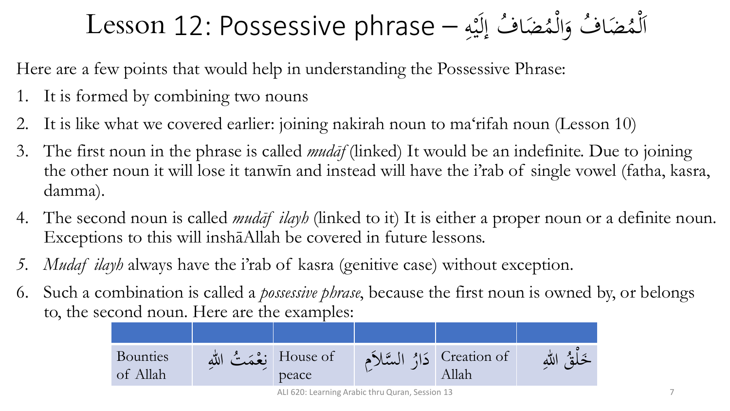# Lesson 12: Possessive phrase – اَلْمُضَافُ وَالْمُضَافُ إِلَيْهِ

Here are a few points that would help in understanding the Possessive Phrase:

1. It is formed by combining two nouns
2. It is like what we covered earlier: joining nakirah noun to ma'rifah noun (Lesson 10)
3. The first noun in the phrase is called *mudāf* (linked) It would be an indefinite. Due to joining the other noun it will lose it tanwīn and instead will have the i'rab of single vowel (fatha, kasra, damma).
4. The second noun is called *mudāf ilayh* (linked to it) It is either a proper noun or a definite noun. Exceptions to this will inshāAllah be covered in future lessons.
5. *Mudaf ilayh* always have the i'rab of kasra (genitive case) without exception.
6. Such a combination is called a *possessive phrase*, because the first noun is owned by, or belongs to, the second noun. Here are the examples:

| | | | | | |
|---|---|---|---|---|---|
| Bounties of Allah | نِعْمَتُ اللهِ | House of peace | دَارُ السَّلاَمِ | Creation of Allah | خَلْقُ اللهِ |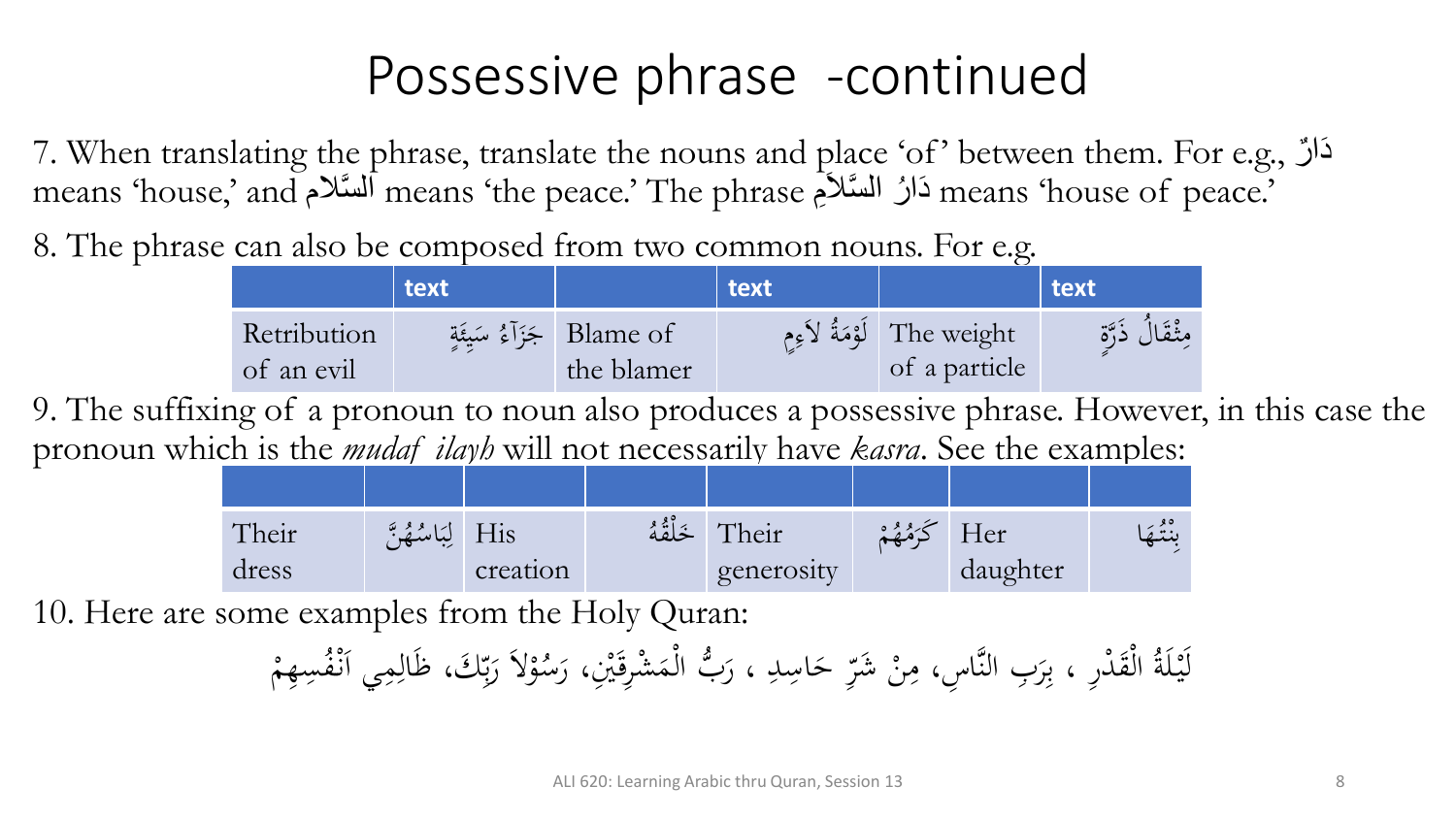# Possessive phrase -continued

7. When translating the phrase, translate the nouns and place 'of' between them. For e.g., دَارٌ means 'house,' and السَّلام means 'the peace.' The phrase دَارُ السَّلاَمِ means 'house of peace.'

8. The phrase can also be composed from two common nouns. For e.g.

| | text | | text | | text |
|---|---|---|---|---|---|
| Retribution of an evil | جَزَآءُ سَيِئَةٍ | Blame of the blamer | لَوْمَةُ لاَءِمٍ | The weight of a particle | مِثْقَالُ ذَرَّةٍ |

9. The suffixing of a pronoun to noun also produces a possessive phrase. However, in this case the pronoun which is the *mudaf ilayh* will not necessarily have *kasra*. See the examples:

| | | | | | | | |
|---|---|---|---|---|---|---|---|
| Their dress | لِبَاسُهُنَّ | His creation | خَلْقُهُ | Their generosity | كَرَمُهُمْ | Her daughter | بِنْتُهَا |

10. Here are some examples from the Holy Quran:

لَيْلَةُ الْقَدْرِ ، بِرَبِ النَّاسِ، مِنْ شَرِّ حَاسِدِ ، رَبُّ الْمَشْرِقَيْنِ، رَسُوْلاً رَبِّكَ، ظَالِمِي اَنْفُسِهِمْ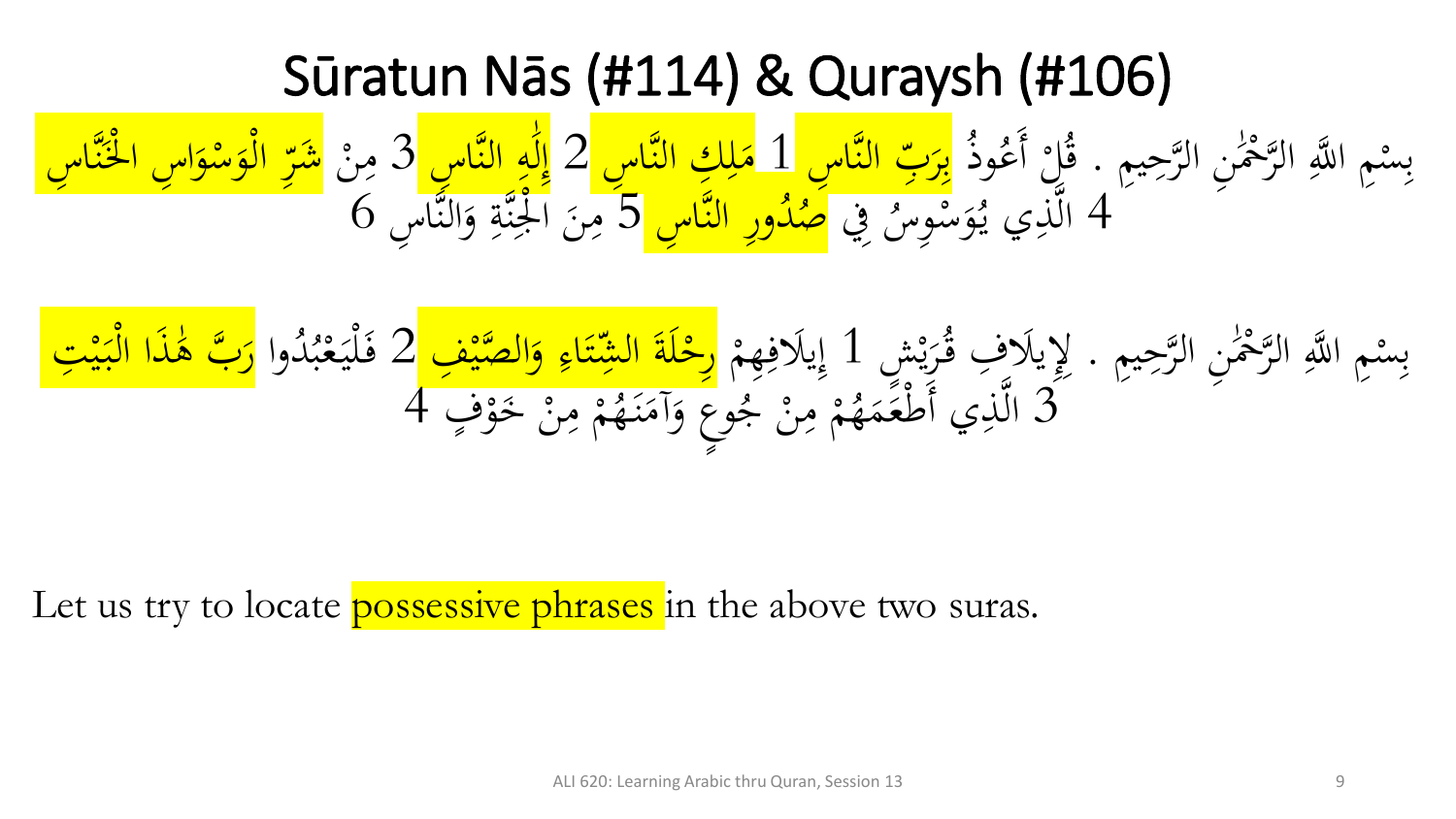# Sūratun Nās (#114) & Quraysh (#106)

بِسْمِ اللَّهِ الرَّحْمَٰنِ الرَّحِيمِ . قُلْ أَعُوذُ بِرَبِّ النَّاسِ 1 مَلِكِ النَّاسِ 2 إِلَٰهِ النَّاسِ 3 مِنْ شَرِّ الْوَسْوَاسِ الْخَنَّاسِ 4 الَّذِي يُوَسْوِسُ فِي صُدُورِ النَّاسِ 5 مِنَ الْجِنَّةِ وَالنَّاسِ 6

بِسْمِ اللَّهِ الرَّحْمَٰنِ الرَّحِيمِ . لِإِيلَافِ قُرَيْشٍ 1 إِيلَافِهِمْ رِحْلَةَ الشِّتَاءِ وَالصَّيْفِ 2 فَلْيَعْبُدُوا رَبَّ هَٰذَا الْبَيْتِ 3 الَّذِي أَطْعَمَهُمْ مِنْ جُوعٍ وَآمَنَهُمْ مِنْ خَوْفٍ 4

Let us try to locate possessive phrases in the above two suras.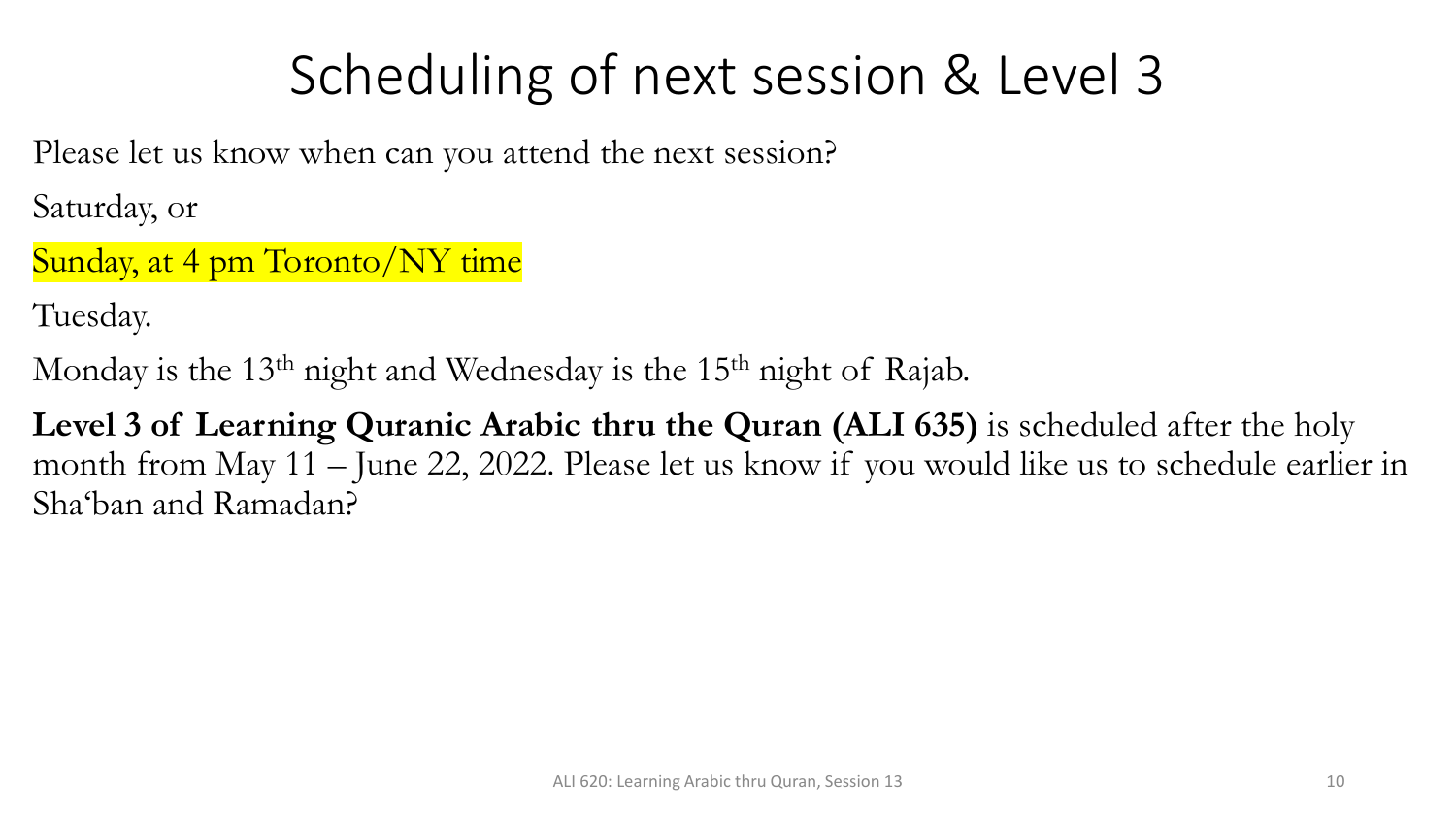# Scheduling of next session & Level 3

Please let us know when can you attend the next session?

Saturday, or

Sunday, at 4 pm Toronto/NY time

Tuesday.

Monday is the 13th night and Wednesday is the 15th night of Rajab.

**Level 3 of Learning Quranic Arabic thru the Quran (ALI 635)** is scheduled after the holy month from May 11 – June 22, 2022. Please let us know if you would like us to schedule earlier in Sha'ban and Ramadan?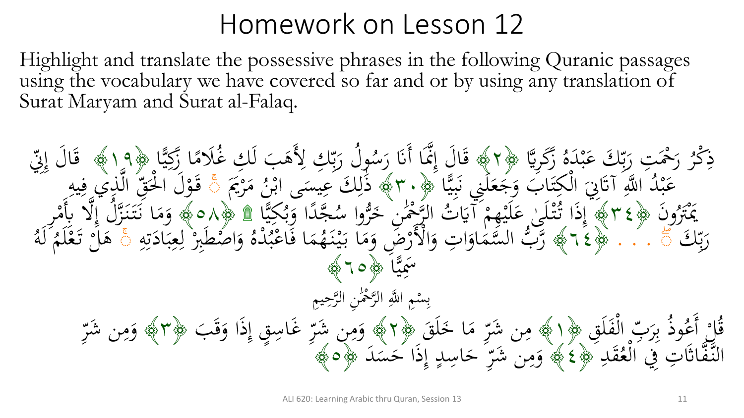# Homework on Lesson 12

Highlight and translate the possessive phrases in the following Quranic passages using the vocabulary we have covered so far and or by using any translation of Surat Maryam and Surat al-Falaq.

ذِكْرُ رَحْمَتِ رَبِّكَ عَبْدَهُ زَكَرِيَّا ﴿٢﴾ قَالَ إِنَّمَا أَنَا رَسُولُ رَبِّكِ لِأَهَبَ لَكِ غُلَامًا زَكِيًّا ﴿١٩﴾ قَالَ إِنِّي عَبْدُ اللَّهِ آتَانِيَ الْكِتَابَ وَجَعَلَنِي نَبِيًّا ﴿٣٠﴾ ذَٰلِكَ عِيسَى ابْنُ مَرْيَمَ ۚ قَوْلَ الْحَقِّ الَّذِي فِيهِ يَمْتَرُونَ ﴿٣٤﴾ إِذَا تُتْلَىٰ عَلَيْهِمْ آيَاتُ الرَّحْمَٰنِ خَرُّوا سُجَّدًا وَبُكِيًّا ۩ ﴿٥٨﴾ وَمَا نَتَنَزَّلُ إِلَّا بِأَمْرِ رَبِّكَ ۖ . . . ﴿٦٤﴾ رَّبُّ السَّمَاوَاتِ وَالْأَرْضِ وَمَا بَيْنَهُمَا فَاعْبُدْهُ وَاصْطَبِرْ لِعِبَادَتِهِ ۚ هَلْ تَعْلَمُ لَهُ سَمِيًّا ﴿٦٥﴾

بِسْمِ اللَّهِ الرَّحْمَٰنِ الرَّحِيمِ

قُلْ أَعُوذُ بِرَبِّ الْفَلَقِ ﴿١﴾ مِن شَرِّ مَا خَلَقَ ﴿٢﴾ وَمِن شَرِّ غَاسِقٍ إِذَا وَقَبَ ﴿٣﴾ وَمِن شَرِّ النَّفَّاثَاتِ فِي الْعُقَدِ ﴿٤﴾ وَمِن شَرِّ حَاسِدٍ إِذَا حَسَدَ ﴿٥﴾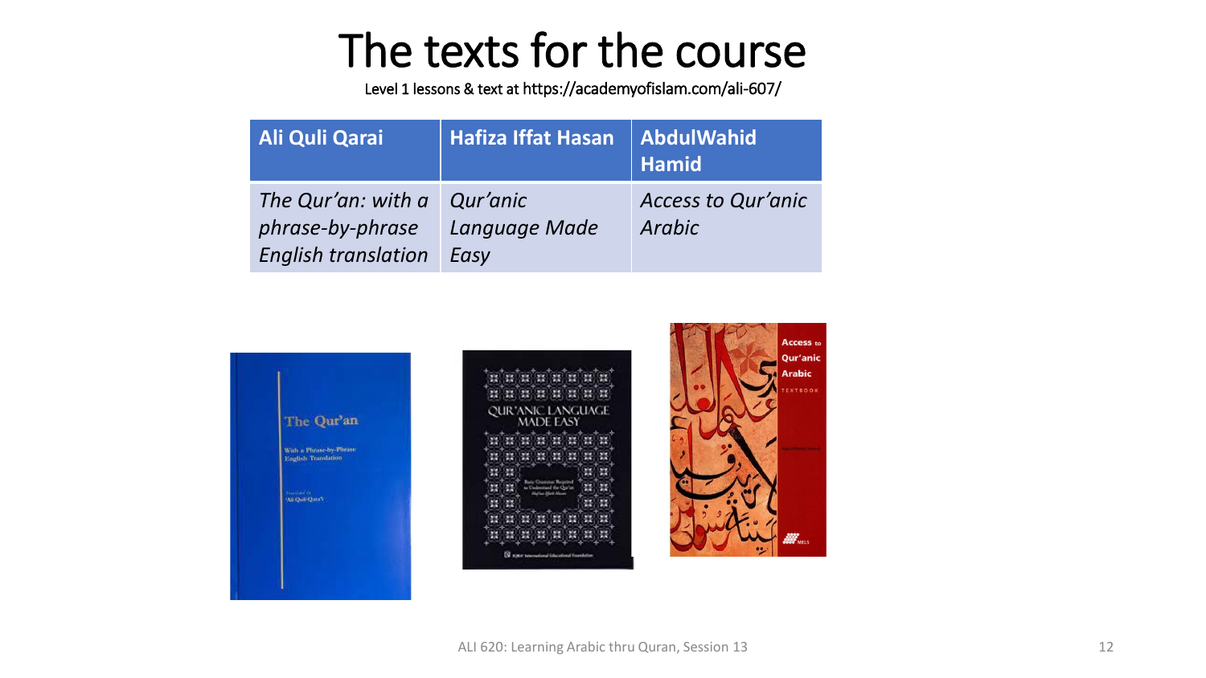# The texts for the course

Level 1 lessons & text at https://academyofislam.com/ali-607/

| Ali Quli Qarai | Hafiza Iffat Hasan | AbdulWahid Hamid |
|---|---|---|
| *The Qur'an: with a phrase-by-phrase English translation* | *Qur'anic Language Made Easy* | *Access to Qur'anic Arabic* |